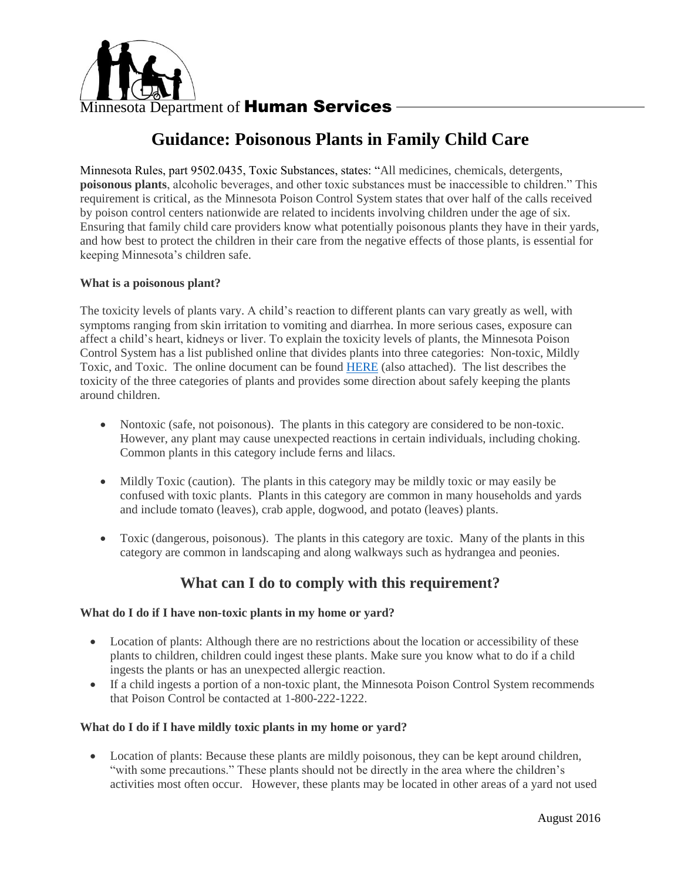Minnesota Department of **Human Services**

# Guidance: Poisonous Plants in Family Child Care

Minnesota Rules, part 9502.0435, Toxic Substances, states: "All medicines, chemicals, detergents, **poisonous plants**, alcoholic beverages, and other toxic substances must be inaccessible to children." This requirement is critical, as the Minnesota Poison Control System states that over half of the calls received by poison control centers nationwide are related to incidents involving children under the age of six. Ensuring that family child care providers know what potentially poisonous plants they have in their yards, and how best to protect the children in their care from the negative effects of those plants, is essential for keeping Minnesota's children safe.

**What is a poisonous plant?**

The toxicity levels of plants vary. A child's reaction to different plants can vary greatly as well, with symptoms ranging from skin irritation to vomiting and diarrhea. In more serious cases, exposure can affect a child's heart, kidneys or liver. To explain the toxicity levels of plants, the Minnesota Poison Control System has a list published online that divides plants into three categories: Non-toxic, Mildly Toxic, and Toxic. The online document can be found HERE (also attached). The list describes the toxicity of the three categories of plants and provides some direction about safely keeping the plants around children.

- Nontoxic (safe, not poisonous). The plants in this category are considered to be non-toxic. However, any plant may cause unexpected reactions in certain individuals, including choking. Common plants in this category include ferns and lilacs.
- Mildly Toxic (caution). The plants in this category may be mildly toxic or may easily be confused with toxic plants. Plants in this category are common in many households and yards and include tomato (leaves), crab apple, dogwood, and potato (leaves) plants.
- Toxic (dangerous, poisonous). The plants in this category are toxic. Many of the plants in this category are common in landscaping and along walkways such as hydrangea and peonies.

## What can I do to comply with this requirement?

**What do I do if I have non-toxic plants in my home or yard?**

- Location of plants: Although there are no restrictions about the location or accessibility of these plants to children, children could ingest these plants. Make sure you know what to do if a child ingests the plants or has an unexpected allergic reaction.
- If a child ingests a portion of a non-toxic plant, the Minnesota Poison Control System recommends that Poison Control be contacted at 1-800-222-1222.

**What do I do if I have mildly toxic plants in my home or yard?**

- Location of plants: Because these plants are mildly poisonous, they can be kept around children, "with some precautions." These plants should not be directly in the area where the children's activities most often occur. However, these plants may be located in other areas of a yard not used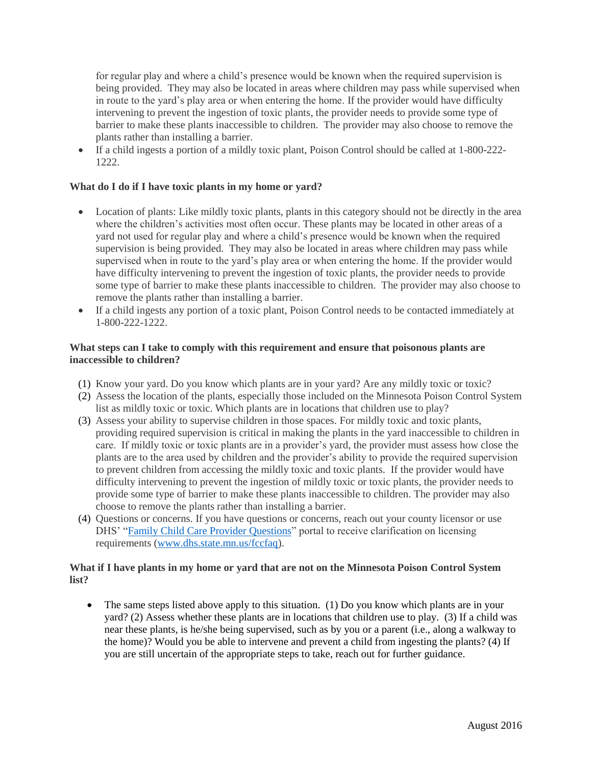for regular play and where a child's presence would be known when the required supervision is being provided. They may also be located in areas where children may pass while supervised when in route to the yard's play area or when entering the home. If the provider would have difficulty intervening to prevent the ingestion of toxic plants, the provider needs to provide some type of barrier to make these plants inaccessible to children. The provider may also choose to remove the plants rather than installing a barrier.

- If a child ingests a portion of a mildly toxic plant, Poison Control should be called at 1-800-222-1222.

**What do I do if I have toxic plants in my home or yard?**

- Location of plants: Like mildly toxic plants, plants in this category should not be directly in the area where the children's activities most often occur. These plants may be located in other areas of a yard not used for regular play and where a child's presence would be known when the required supervision is being provided. They may also be located in areas where children may pass while supervised when in route to the yard's play area or when entering the home. If the provider would have difficulty intervening to prevent the ingestion of toxic plants, the provider needs to provide some type of barrier to make these plants inaccessible to children. The provider may also choose to remove the plants rather than installing a barrier.
- If a child ingests any portion of a toxic plant, Poison Control needs to be contacted immediately at 1-800-222-1222.

**What steps can I take to comply with this requirement and ensure that poisonous plants are inaccessible to children?**

(1) Know your yard. Do you know which plants are in your yard? Are any mildly toxic or toxic?

(2) Assess the location of the plants, especially those included on the Minnesota Poison Control System list as mildly toxic or toxic. Which plants are in locations that children use to play?

(3) Assess your ability to supervise children in those spaces. For mildly toxic and toxic plants, providing required supervision is critical in making the plants in the yard inaccessible to children in care. If mildly toxic or toxic plants are in a provider's yard, the provider must assess how close the plants are to the area used by children and the provider's ability to provide the required supervision to prevent children from accessing the mildly toxic and toxic plants. If the provider would have difficulty intervening to prevent the ingestion of mildly toxic or toxic plants, the provider needs to provide some type of barrier to make these plants inaccessible to children. The provider may also choose to remove the plants rather than installing a barrier.

(4) Questions or concerns. If you have questions or concerns, reach out your county licensor or use DHS' "Family Child Care Provider Questions" portal to receive clarification on licensing requirements (www.dhs.state.mn.us/fccfaq).

**What if I have plants in my home or yard that are not on the Minnesota Poison Control System list?**

- The same steps listed above apply to this situation. (1) Do you know which plants are in your yard? (2) Assess whether these plants are in locations that children use to play. (3) If a child was near these plants, is he/she being supervised, such as by you or a parent (i.e., along a walkway to the home)? Would you be able to intervene and prevent a child from ingesting the plants? (4) If you are still uncertain of the appropriate steps to take, reach out for further guidance.

August 2016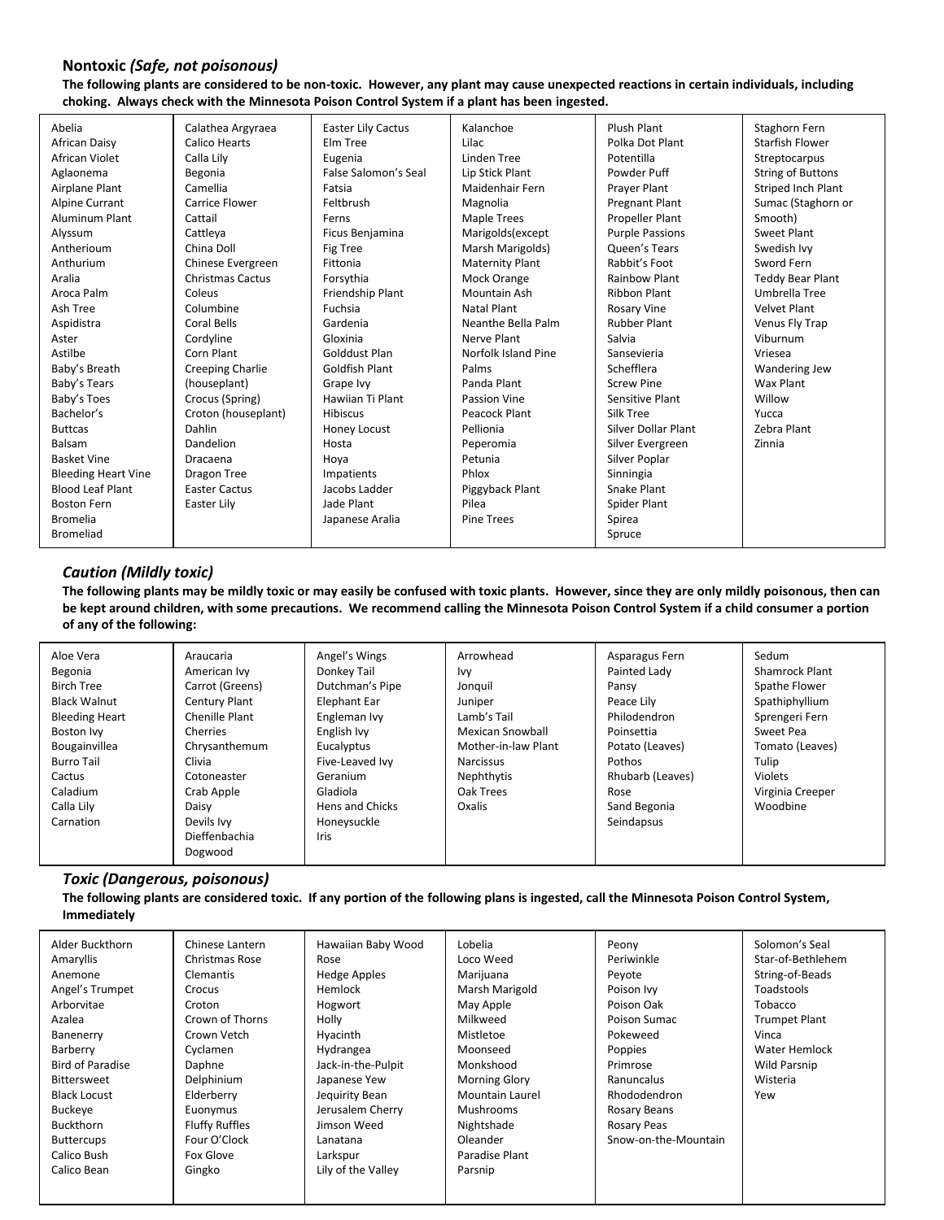## Nontoxic *(Safe, not poisonous)*

**The following plants are considered to be non-toxic. However, any plant may cause unexpected reactions in certain individuals, including choking. Always check with the Minnesota Poison Control System if a plant has been ingested.**

| | | | | | |
|---|---|---|---|---|---|
| Abelia | Calathea Argyraea | Easter Lily Cactus | Kalanchoe | Plush Plant | Staghorn Fern |
| African Daisy | Calico Hearts | Elm Tree | Lilac | Polka Dot Plant | Starfish Flower |
| African Violet | Calla Lily | Eugenia | Linden Tree | Potentilla | Streptocarpus |
| Aglaonema | Begonia | False Salomon's Seal | Lip Stick Plant | Powder Puff | String of Buttons |
| Airplane Plant | Camellia | Fatsia | Maidenhair Fern | Prayer Plant | Striped Inch Plant |
| Alpine Currant | Carrice Flower | Feltbrush | Magnolia | Pregnant Plant | Sumac (Staghorn or |
| Aluminum Plant | Cattail | Ferns | Maple Trees | Propeller Plant | Smooth) |
| Alyssum | Cattleya | Ficus Benjamina | Marigolds(except | Purple Passions | Sweet Plant |
| Antherioum | China Doll | Fig Tree | Marsh Marigolds) | Queen's Tears | Swedish Ivy |
| Anthurium | Chinese Evergreen | Fittonia | Maternity Plant | Rabbit's Foot | Sword Fern |
| Aralia | Christmas Cactus | Forsythia | Mock Orange | Rainbow Plant | Teddy Bear Plant |
| Aroca Palm | Coleus | Friendship Plant | Mountain Ash | Ribbon Plant | Umbrella Tree |
| Ash Tree | Columbine | Fuchsia | Natal Plant | Rosary Vine | Velvet Plant |
| Aspidistra | Coral Bells | Gardenia | Neanthe Bella Palm | Rubber Plant | Venus Fly Trap |
| Aster | Cordyline | Gloxinia | Nerve Plant | Salvia | Viburnum |
| Astilbe | Corn Plant | Golddust Plan | Norfolk Island Pine | Sansevieria | Vriesea |
| Baby's Breath | Creeping Charlie | Goldfish Plant | Palms | Schefflera | Wandering Jew |
| Baby's Tears | (houseplant) | Grape Ivy | Panda Plant | Screw Pine | Wax Plant |
| Baby's Toes | Crocus (Spring) | Hawiian Ti Plant | Passion Vine | Sensitive Plant | Willow |
| Bachelor's | Croton (houseplant) | Hibiscus | Peacock Plant | Silk Tree | Yucca |
| Buttcas | Dahlin | Honey Locust | Pellionia | Silver Dollar Plant | Zebra Plant |
| Balsam | Dandelion | Hosta | Peperomia | Silver Evergreen | Zinnia |
| Basket Vine | Dracaena | Hoya | Petunia | Silver Poplar | |
| Bleeding Heart Vine | Dragon Tree | Impatients | Phlox | Sinningia | |
| Blood Leaf Plant | Easter Cactus | Jacobs Ladder | Piggyback Plant | Snake Plant | |
| Boston Fern | Easter Lily | Jade Plant | Pilea | Spider Plant | |
| Bromelia | | Japanese Aralia | Pine Trees | Spirea | |
| Bromeliad | | | | Spruce | |

## *Caution (Mildly toxic)*

**The following plants may be mildly toxic or may easily be confused with toxic plants. However, since they are only mildly poisonous, then can be kept around children, with some precautions. We recommend calling the Minnesota Poison Control System if a child consumer a portion of any of the following:**

| | | | | | |
|---|---|---|---|---|---|
| Aloe Vera | Araucaria | Angel's Wings | Arrowhead | Asparagus Fern | Sedum |
| Begonia | American Ivy | Donkey Tail | Ivy | Painted Lady | Shamrock Plant |
| Birch Tree | Carrot (Greens) | Dutchman's Pipe | Jonquil | Pansy | Spathe Flower |
| Black Walnut | Century Plant | Elephant Ear | Juniper | Peace Lily | Spathiphyllium |
| Bleeding Heart | Chenille Plant | Engleman Ivy | Lamb's Tail | Philodendron | Sprengeri Fern |
| Boston Ivy | Cherries | English Ivy | Mexican Snowball | Poinsettia | Sweet Pea |
| Bougainvillea | Chrysanthemum | Eucalyptus | Mother-in-law Plant | Potato (Leaves) | Tomato (Leaves) |
| Burro Tail | Clivia | Five-Leaved Ivy | Narcissus | Pothos | Tulip |
| Cactus | Cotoneaster | Geranium | Nephthytis | Rhubarb (Leaves) | Violets |
| Caladium | Crab Apple | Gladiola | Oak Trees | Rose | Virginia Creeper |
| Calla Lily | Daisy | Hens and Chicks | Oxalis | Sand Begonia | Woodbine |
| Carnation | Devils Ivy | Honeysuckle | | Seindapsus | |
| | Dieffenbachia | Iris | | | |
| | Dogwood | | | | |

## *Toxic (Dangerous, poisonous)*

**The following plants are considered toxic. If any portion of the following plans is ingested, call the Minnesota Poison Control System, Immediately**

| | | | | | |
|---|---|---|---|---|---|
| Alder Buckthorn | Chinese Lantern | Hawaiian Baby Wood | Lobelia | Peony | Solomon's Seal |
| Amaryllis | Christmas Rose | Rose | Loco Weed | Periwinkle | Star-of-Bethlehem |
| Anemone | Clemantis | Hedge Apples | Marijuana | Peyote | String-of-Beads |
| Angel's Trumpet | Crocus | Hemlock | Marsh Marigold | Poison Ivy | Toadstools |
| Arborvitae | Croton | Hogwort | May Apple | Poison Oak | Tobacco |
| Azalea | Crown of Thorns | Holly | Milkweed | Poison Sumac | Trumpet Plant |
| Banenerry | Crown Vetch | Hyacinth | Mistletoe | Pokeweed | Vinca |
| Barberry | Cyclamen | Hydrangea | Moonseed | Poppies | Water Hemlock |
| Bird of Paradise | Daphne | Jack-in-the-Pulpit | Monkshood | Primrose | Wild Parsnip |
| Bittersweet | Delphinium | Japanese Yew | Morning Glory | Ranuncalus | Wisteria |
| Black Locust | Elderberry | Jequirity Bean | Mountain Laurel | Rhododendron | Yew |
| Buckeye | Euonymus | Jerusalem Cherry | Mushrooms | Rosary Beans | |
| Buckthorn | Fluffy Ruffles | Jimson Weed | Nightshade | Rosary Peas | |
| Buttercups | Four O'Clock | Lanatana | Oleander | Snow-on-the-Mountain | |
| Calico Bush | Fox Glove | Larkspur | Paradise Plant | | |
| Calico Bean | Gingko | Lily of the Valley | Parsnip | | |